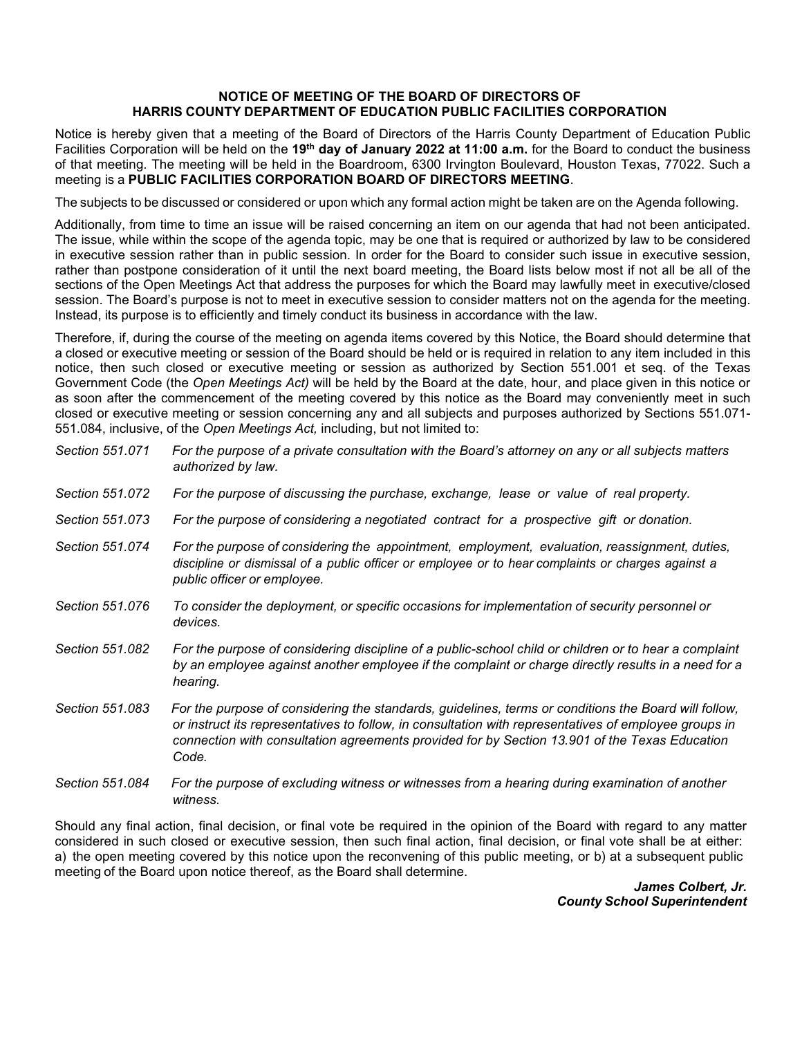**NOTICE OF MEETING OF THE BOARD OF DIRECTORS OF HARRIS COUNTY DEPARTMENT OF EDUCATION PUBLIC FACILITIES CORPORATION**

Notice is hereby given that a meeting of the Board of Directors of the Harris County Department of Education Public Facilities Corporation will be held on the **19th day of January 2022 at 11:00 a.m.** for the Board to conduct the business of that meeting. The meeting will be held in the Boardroom, 6300 Irvington Boulevard, Houston Texas, 77022. Such a meeting is a **PUBLIC FACILITIES CORPORATION BOARD OF DIRECTORS MEETING**.

The subjects to be discussed or considered or upon which any formal action might be taken are on the Agenda following.

Additionally, from time to time an issue will be raised concerning an item on our agenda that had not been anticipated. The issue, while within the scope of the agenda topic, may be one that is required or authorized by law to be considered in executive session rather than in public session. In order for the Board to consider such issue in executive session, rather than postpone consideration of it until the next board meeting, the Board lists below most if not all be all of the sections of the Open Meetings Act that address the purposes for which the Board may lawfully meet in executive/closed session. The Board's purpose is not to meet in executive session to consider matters not on the agenda for the meeting. Instead, its purpose is to efficiently and timely conduct its business in accordance with the law.

Therefore, if, during the course of the meeting on agenda items covered by this Notice, the Board should determine that a closed or executive meeting or session of the Board should be held or is required in relation to any item included in this notice, then such closed or executive meeting or session as authorized by Section 551.001 et seq. of the Texas Government Code (the *Open Meetings Act)* will be held by the Board at the date, hour, and place given in this notice or as soon after the commencement of the meeting covered by this notice as the Board may conveniently meet in such closed or executive meeting or session concerning any and all subjects and purposes authorized by Sections 551.071-551.084, inclusive, of the *Open Meetings Act,* including, but not limited to:

*Section 551.071* *For the purpose of a private consultation with the Board's attorney on any or all subjects matters authorized by law.*

*Section 551.072* *For the purpose of discussing the purchase, exchange, lease or value of real property.*

*Section 551.073* *For the purpose of considering a negotiated contract for a prospective gift or donation.*

*Section 551.074* *For the purpose of considering the appointment, employment, evaluation, reassignment, duties, discipline or dismissal of a public officer or employee or to hear complaints or charges against a public officer or employee.*

*Section 551.076* *To consider the deployment, or specific occasions for implementation of security personnel or devices.*

*Section 551.082* *For the purpose of considering discipline of a public-school child or children or to hear a complaint by an employee against another employee if the complaint or charge directly results in a need for a hearing.*

*Section 551.083* *For the purpose of considering the standards, guidelines, terms or conditions the Board will follow, or instruct its representatives to follow, in consultation with representatives of employee groups in connection with consultation agreements provided for by Section 13.901 of the Texas Education Code.*

*Section 551.084* *For the purpose of excluding witness or witnesses from a hearing during examination of another witness.*

Should any final action, final decision, or final vote be required in the opinion of the Board with regard to any matter considered in such closed or executive session, then such final action, final decision, or final vote shall be at either: a) the open meeting covered by this notice upon the reconvening of this public meeting, or b) at a subsequent public meeting of the Board upon notice thereof, as the Board shall determine.

***James Colbert, Jr.***
***County School Superintendent***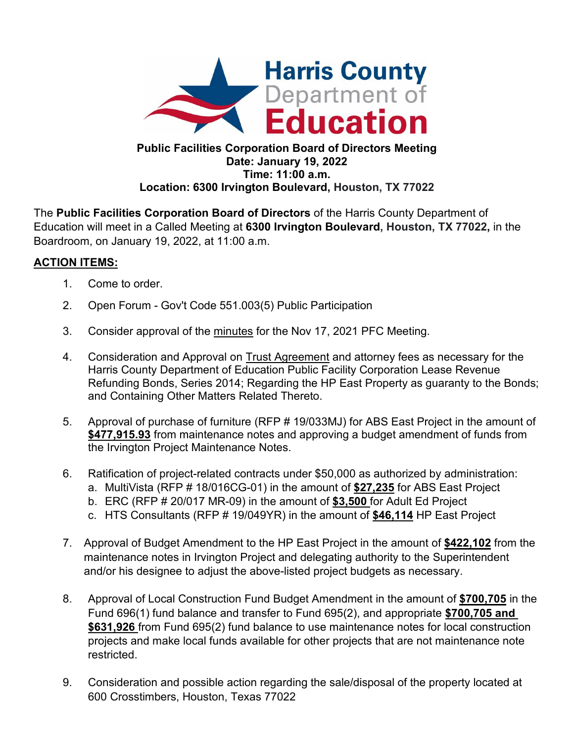**Public Facilities Corporation Board of Directors Meeting**
**Date: January 19, 2022**
**Time: 11:00 a.m.**
**Location: 6300 Irvington Boulevard, Houston, TX 77022**

The **Public Facilities Corporation Board of Directors** of the Harris County Department of Education will meet in a Called Meeting at **6300 Irvington Boulevard, Houston, TX 77022,** in the Boardroom, on January 19, 2022, at 11:00 a.m.

## ACTION ITEMS:

1. Come to order.
2. Open Forum - Gov't Code 551.003(5) Public Participation
3. Consider approval of the minutes for the Nov 17, 2021 PFC Meeting.
4. Consideration and Approval on Trust Agreement and attorney fees as necessary for the Harris County Department of Education Public Facility Corporation Lease Revenue Refunding Bonds, Series 2014; Regarding the HP East Property as guaranty to the Bonds; and Containing Other Matters Related Thereto.
5. Approval of purchase of furniture (RFP # 19/033MJ) for ABS East Project in the amount of **$477,915.93** from maintenance notes and approving a budget amendment of funds from the Irvington Project Maintenance Notes.
6. Ratification of project-related contracts under $50,000 as authorized by administration:
   a. MultiVista (RFP # 18/016CG-01) in the amount of **$27,235** for ABS East Project
   b. ERC (RFP # 20/017 MR-09) in the amount of **$3,500** for Adult Ed Project
   c. HTS Consultants (RFP # 19/049YR) in the amount of **$46,114** HP East Project
7. Approval of Budget Amendment to the HP East Project in the amount of **$422,102** from the maintenance notes in Irvington Project and delegating authority to the Superintendent and/or his designee to adjust the above-listed project budgets as necessary.
8. Approval of Local Construction Fund Budget Amendment in the amount of **$700,705** in the Fund 696(1) fund balance and transfer to Fund 695(2), and appropriate **$700,705 and $631,926** from Fund 695(2) fund balance to use maintenance notes for local construction projects and make local funds available for other projects that are not maintenance note restricted.
9. Consideration and possible action regarding the sale/disposal of the property located at 600 Crosstimbers, Houston, Texas 77022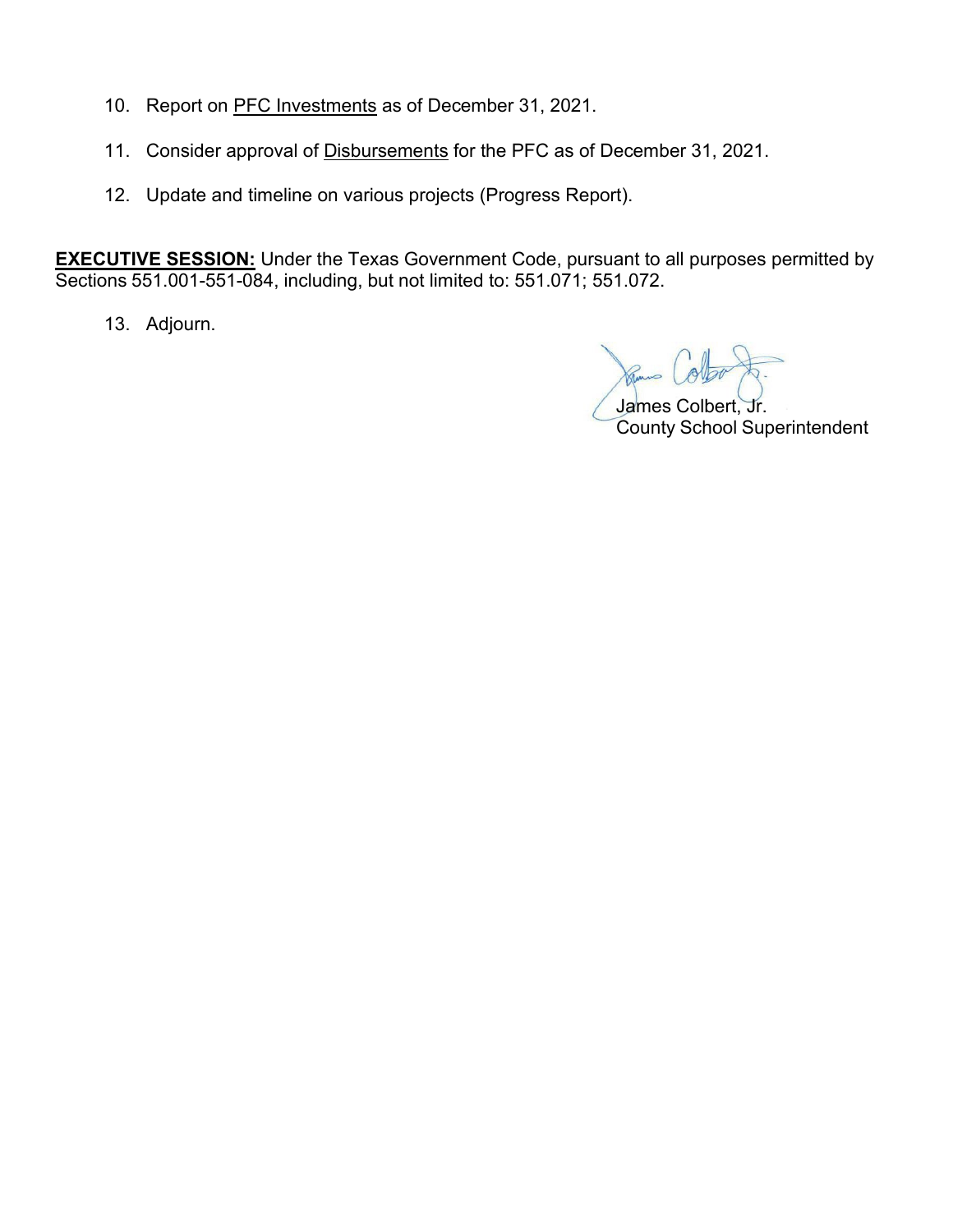10. Report on PFC Investments as of December 31, 2021.

11. Consider approval of Disbursements for the PFC as of December 31, 2021.

12. Update and timeline on various projects (Progress Report).

**EXECUTIVE SESSION:** Under the Texas Government Code, pursuant to all purposes permitted by Sections 551.001-551-084, including, but not limited to: 551.071; 551.072.

13. Adjourn.

James Colbert, Jr.
County School Superintendent